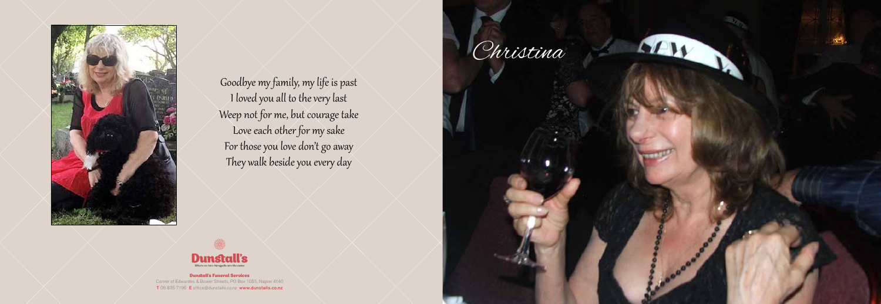Goodbye my family, my life is past
I loved you all to the very last
Weep not for me, but courage take
Love each other for my sake
For those you love don't go away
They walk beside you every day

**Dunstall's**
Where we two thoughts are the same

**Dunstall's Funeral Services**
Corner of Edwardes & Bower Streets, PO Box 1055, Napier 4140
T 06 835 7196 E office@dunstalls.co.nz www.dunstalls.co.nz

# Christina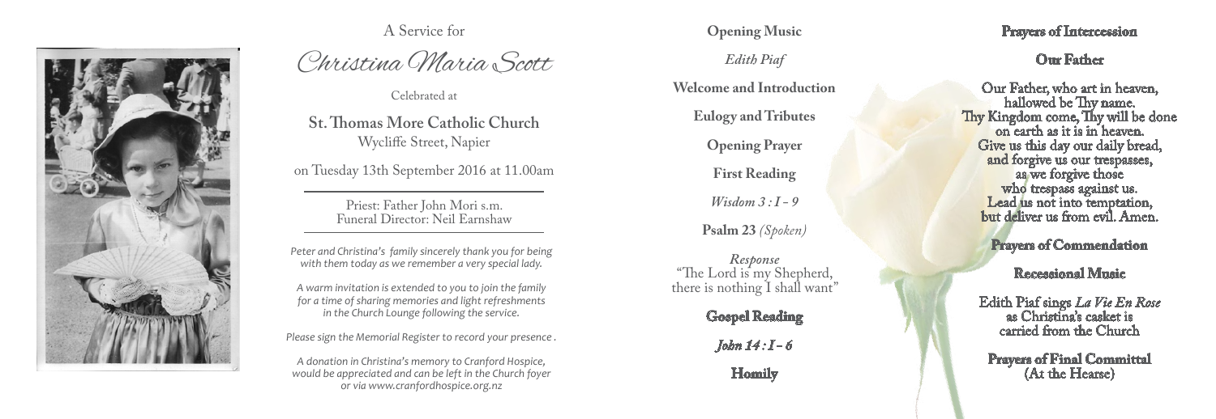A Service for

# Christina Maria Scott

Celebrated at

**St. Thomas More Catholic Church**
Wycliffe Street, Napier

on Tuesday 13th September 2016 at 11.00am

Priest: Father John Mori s.m.
Funeral Director: Neil Earnshaw

*Peter and Christina's family sincerely thank you for being with them today as we remember a very special lady.*

*A warm invitation is extended to you to join the family for a time of sharing memories and light refreshments in the Church Lounge following the service.*

*Please sign the Memorial Register to record your presence .*

*A donation in Christina's memory to Cranford Hospice, would be appreciated and can be left in the Church foyer or via www.cranfordhospice.org.nz*

**Opening Music**

*Edith Piaf*

**Welcome and Introduction**

**Eulogy and Tributes**

**Opening Prayer**

**First Reading**

*Wisdom 3 : I - 9*

**Psalm 23** *(Spoken)*

*Response*
"The Lord is my Shepherd,
there is nothing I shall want"

**Gospel Reading**

*John 14 : I - 6*

**Homily**

**Prayers of Intercession**

**Our Father**

Our Father, who art in heaven,
hallowed be Thy name.
Thy Kingdom come, Thy will be done
on earth as it is in heaven.
Give us this day our daily bread,
and forgive us our trespasses,
as we forgive those
who trespass against us.
Lead us not into temptation,
but deliver us from evil. Amen.

**Prayers of Commendation**

**Recessional Music**

Edith Piaf sings *La Vie En Rose*
as Christina's casket is
carried from the Church

**Prayers of Final Committal**
(At the Hearse)